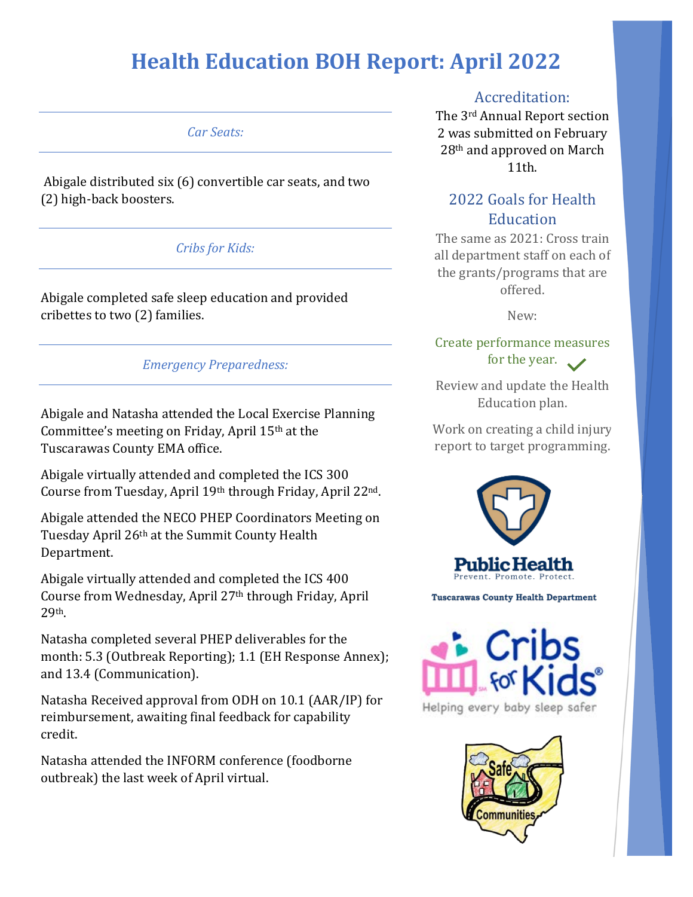# Health Education BOH Report: April 2022

### *Car Seats:*

Abigale distributed six (6) convertible car seats, and two (2) high-back boosters.

### *Cribs for Kids:*

Abigale completed safe sleep education and provided cribettes to two (2) families.

### *Emergency Preparedness:*

Abigale and Natasha attended the Local Exercise Planning Committee's meeting on Friday, April 15th at the Tuscarawas County EMA office.

Abigale virtually attended and completed the ICS 300 Course from Tuesday, April 19th through Friday, April 22nd.

Abigale attended the NECO PHEP Coordinators Meeting on Tuesday April 26th at the Summit County Health Department.

Abigale virtually attended and completed the ICS 400 Course from Wednesday, April 27th through Friday, April 29th.

Natasha completed several PHEP deliverables for the month: 5.3 (Outbreak Reporting); 1.1 (EH Response Annex); and 13.4 (Communication).

Natasha Received approval from ODH on 10.1 (AAR/IP) for reimbursement, awaiting final feedback for capability credit.

Natasha attended the INFORM conference (foodborne outbreak) the last week of April virtual.

## Accreditation:

The 3rd Annual Report section 2 was submitted on February 28th and approved on March 11th.

## 2022 Goals for Health Education

The same as 2021: Cross train all department staff on each of the grants/programs that are offered.

New:

Create performance measures for the year. ✓

Review and update the Health Education plan.

Work on creating a child injury report to target programming.

Public Health
Prevent. Promote. Protect.
Tuscarawas County Health Department

Cribs for Kids
Helping every baby sleep safer

Safe Communities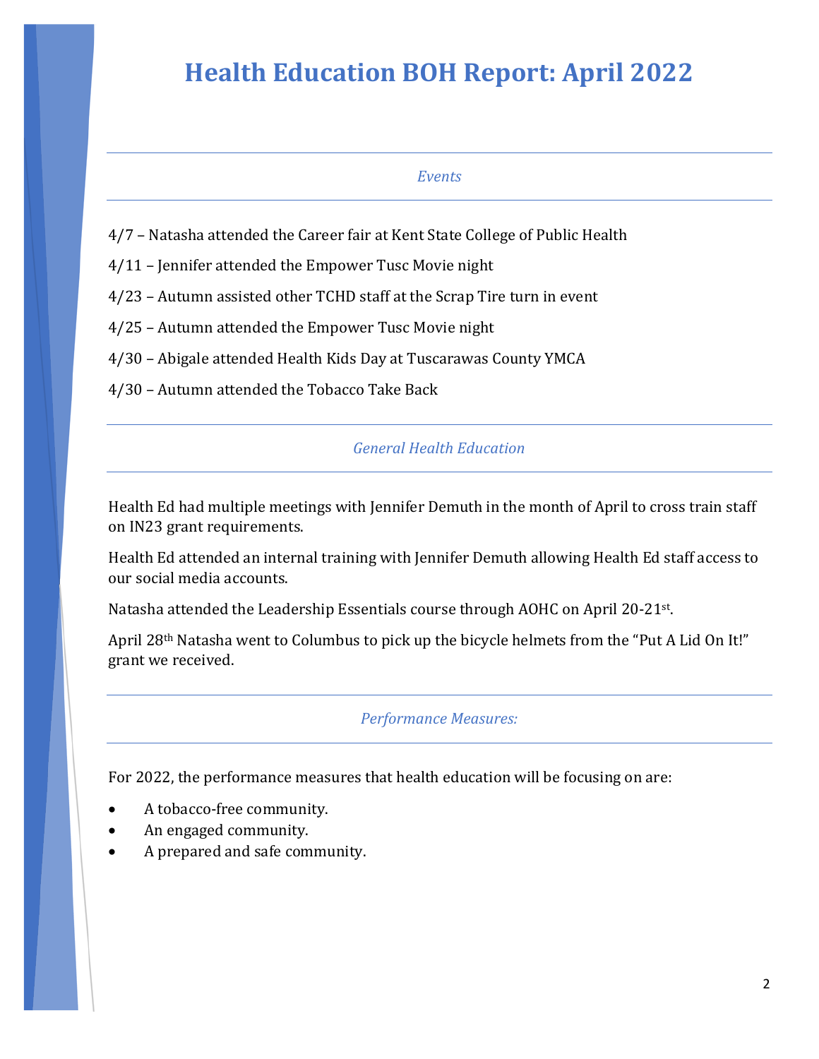# Health Education BOH Report: April 2022

*Events*

4/7 – Natasha attended the Career fair at Kent State College of Public Health

4/11 – Jennifer attended the Empower Tusc Movie night

4/23 – Autumn assisted other TCHD staff at the Scrap Tire turn in event

4/25 – Autumn attended the Empower Tusc Movie night

4/30 – Abigale attended Health Kids Day at Tuscarawas County YMCA

4/30 – Autumn attended the Tobacco Take Back

*General Health Education*

Health Ed had multiple meetings with Jennifer Demuth in the month of April to cross train staff on IN23 grant requirements.

Health Ed attended an internal training with Jennifer Demuth allowing Health Ed staff access to our social media accounts.

Natasha attended the Leadership Essentials course through AOHC on April 20-21st.

April 28th Natasha went to Columbus to pick up the bicycle helmets from the "Put A Lid On It!" grant we received.

*Performance Measures:*

For 2022, the performance measures that health education will be focusing on are:

- A tobacco-free community.
- An engaged community.
- A prepared and safe community.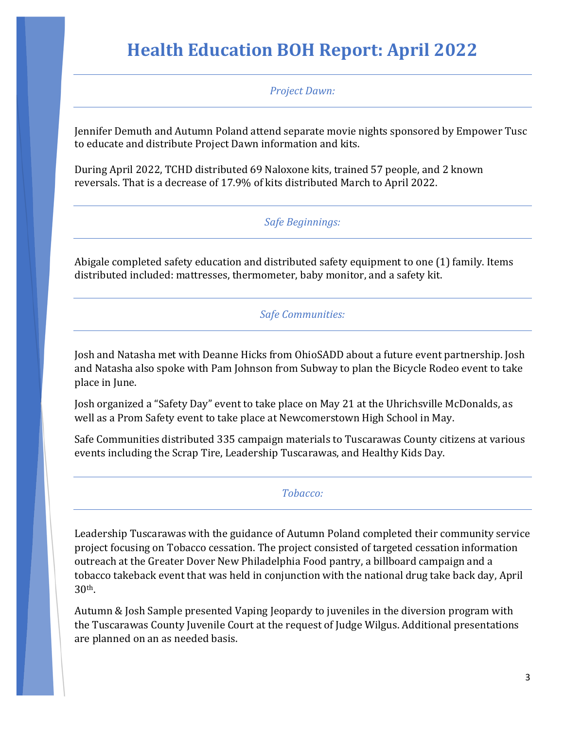# Health Education BOH Report: April 2022

## *Project Dawn:*

Jennifer Demuth and Autumn Poland attend separate movie nights sponsored by Empower Tusc to educate and distribute Project Dawn information and kits.

During April 2022, TCHD distributed 69 Naloxone kits, trained 57 people, and 2 known reversals. That is a decrease of 17.9% of kits distributed March to April 2022.

## *Safe Beginnings:*

Abigale completed safety education and distributed safety equipment to one (1) family. Items distributed included: mattresses, thermometer, baby monitor, and a safety kit.

## *Safe Communities:*

Josh and Natasha met with Deanne Hicks from OhioSADD about a future event partnership. Josh and Natasha also spoke with Pam Johnson from Subway to plan the Bicycle Rodeo event to take place in June.

Josh organized a "Safety Day" event to take place on May 21 at the Uhrichsville McDonalds, as well as a Prom Safety event to take place at Newcomerstown High School in May.

Safe Communities distributed 335 campaign materials to Tuscarawas County citizens at various events including the Scrap Tire, Leadership Tuscarawas, and Healthy Kids Day.

## *Tobacco:*

Leadership Tuscarawas with the guidance of Autumn Poland completed their community service project focusing on Tobacco cessation. The project consisted of targeted cessation information outreach at the Greater Dover New Philadelphia Food pantry, a billboard campaign and a tobacco takeback event that was held in conjunction with the national drug take back day, April 30th.

Autumn & Josh Sample presented Vaping Jeopardy to juveniles in the diversion program with the Tuscarawas County Juvenile Court at the request of Judge Wilgus. Additional presentations are planned on an as needed basis.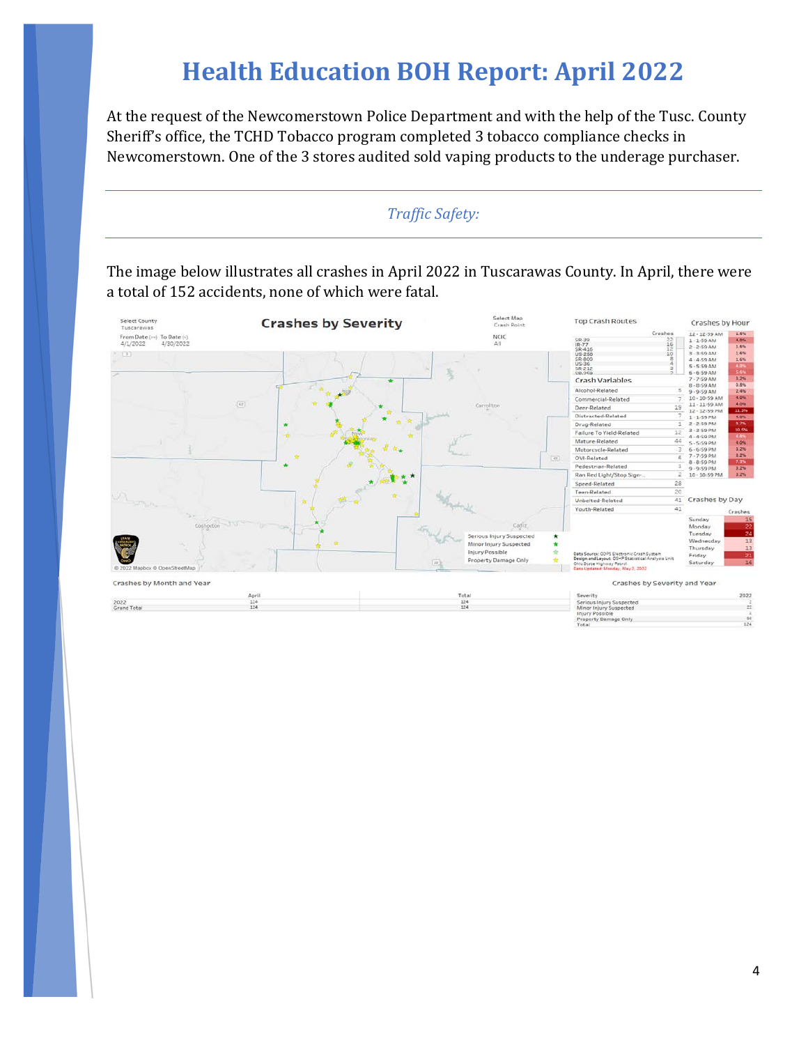# Health Education BOH Report: April 2022

At the request of the Newcomerstown Police Department and with the help of the Tusc. County Sheriff's office, the TCHD Tobacco program completed 3 tobacco compliance checks in Newcomerstown. One of the 3 stores audited sold vaping products to the underage purchaser.

---

*Traffic Safety:*

---

The image below illustrates all crashes in April 2022 in Tuscarawas County. In April, there were a total of 152 accidents, none of which were fatal.

Select County
Tuscarawas
From Date (>=) 4/1/2022
To Date (<) 4/30/2022

Crashes by Severity

Select Map
Crash Point
NCIC
All

Serious Injury Suspected
Minor Injury Suspected
Injury Possible
Property Damage Only

© 2022 Mapbox © OpenStreetMap

Top Crash Routes

| Route | Crashes |
|---|---|
| SR-39 | 22 |
| IR-77 | 16 |
| SR-416 | 12 |
| US-250 | 10 |
| SR-800 | 8 |
| US-36 | 4 |
| SR-212 | 3 |
| CR-259 | 2 |

Crash Variables

| Variable | Crashes |
|---|---|
| Alcohol-Related | 5 |
| Commercial-Related | 7 |
| Deer-Related | 19 |
| Distracted-Related | 7 |
| Drug-Related | 1 |
| Failure To Yield-Related | 12 |
| Mature-Related | 44 |
| Motorcycle-Related | 3 |
| OVI-Related | 6 |
| Pedestrian-Related | 1 |
| Ran Red Light/Stop Sign-... | 2 |
| Speed-Related | 28 |
| Teen-Related | 20 |
| Unbelted-Related | 41 |
| Youth-Related | 41 |

Crashes by Hour

12 - 12:59 AM 1.6%
1 - 1:59 AM 4.0%
2 - 2:59 AM 1.6%
3 - 3:59 AM 1.6%
4 - 4:59 AM 1.6%
5 - 5:59 AM 4.8%
6 - 6:59 AM 1.6%
7 - 7:59 AM 3.2%
8 - 8:59 AM 0.8%
9 - 9:59 AM 2.4%
10 - 10:59 AM 4.0%
11 - 11:59 AM 4.0%
12 - 12:59 PM 11.3%
1 - 1:59 PM 5.6%
2 - 2:59 PM 9.7%
3 - 3:59 PM 10.5%
4 - 4:59 PM 4.8%
5 - 5:59 PM 4.0%
6 - 6:59 PM 3.2%
7 - 7:59 PM 3.2%
8 - 8:59 PM 7.3%
9 - 9:59 PM 3.2%
10 - 10:59 PM 3.2%

Crashes by Day

| Day | Crashes |
|---|---|
| Sunday | 15 |
| Monday | 22 |
| Tuesday | 24 |
| Wednesday | 13 |
| Thursday | 13 |
| Friday | 21 |
| Saturday | 14 |

Data Source: ODPS Electronic Crash System
Design and Layout: OSHP Statistical Analysis Unit
Ohio State Highway Patrol
Data Updated: Monday, May 2, 2022

Crashes by Month and Year

| | April | Total |
|---|---|---|
| 2022 | 124 | 124 |
| Grand Total | 124 | 124 |

Crashes by Severity and Year

| Severity | 2022 |
|---|---|
| Serious Injury Suspected | 2 |
| Minor Injury Suspected | 22 |
| Injury Possible | 1 |
| Property Damage Only | 94 |
| Total | 124 |